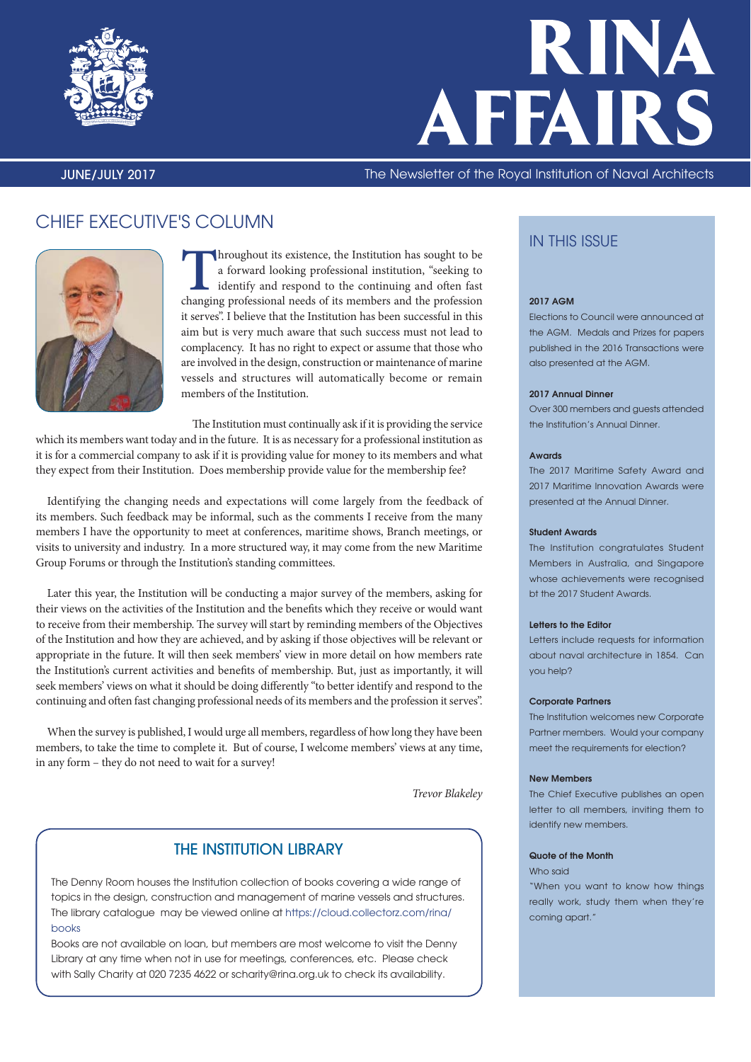// RINA AFFAIRS

JUNE/JULY 2017

The Newsletter of the Royal Institution of Naval Architects

## CHIEF EXECUTIVE'S COLUMN

Throughout its existence, the Institution has sought to be a forward looking professional institution, "seeking to identify and respond to the continuing and often fast changing professional needs of its members and the profession it serves". I believe that the Institution has been successful in this aim but is very much aware that such success must not lead to complacency. It has no right to expect or assume that those who are involved in the design, construction or maintenance of marine vessels and structures will automatically become or remain members of the Institution.

The Institution must continually ask if it is providing the service which its members want today and in the future. It is as necessary for a professional institution as it is for a commercial company to ask if it is providing value for money to its members and what they expect from their Institution. Does membership provide value for the membership fee?

Identifying the changing needs and expectations will come largely from the feedback of its members. Such feedback may be informal, such as the comments I receive from the many members I have the opportunity to meet at conferences, maritime shows, Branch meetings, or visits to university and industry. In a more structured way, it may come from the new Maritime Group Forums or through the Institution's standing committees.

Later this year, the Institution will be conducting a major survey of the members, asking for their views on the activities of the Institution and the benefits which they receive or would want to receive from their membership. The survey will start by reminding members of the Objectives of the Institution and how they are achieved, and by asking if those objectives will be relevant or appropriate in the future. It will then seek members' view in more detail on how members rate the Institution's current activities and benefits of membership. But, just as importantly, it will seek members' views on what it should be doing differently "to better identify and respond to the continuing and often fast changing professional needs of its members and the profession it serves".

When the survey is published, I would urge all members, regardless of how long they have been members, to take the time to complete it. But of course, I welcome members' views at any time, in any form – they do not need to wait for a survey!

*Trevor Blakeley*

## THE INSTITUTION LIBRARY

The Denny Room houses the Institution collection of books covering a wide range of topics in the design, construction and management of marine vessels and structures. The library catalogue may be viewed online at https://cloud.collectorz.com/rina/books

Books are not available on loan, but members are most welcome to visit the Denny Library at any time when not in use for meetings, conferences, etc. Please check with Sally Charity at 020 7235 4622 or scharity@rina.org.uk to check its availability.

## IN THIS ISSUE

**2017 AGM**
Elections to Council were announced at the AGM. Medals and Prizes for papers published in the 2016 Transactions were also presented at the AGM.

**2017 Annual Dinner**
Over 300 members and guests attended the Institution's Annual Dinner.

**Awards**
The 2017 Maritime Safety Award and 2017 Maritime Innovation Awards were presented at the Annual Dinner.

**Student Awards**
The Institution congratulates Student Members in Australia, and Singapore whose achievements were recognised bt the 2017 Student Awards.

**Letters to the Editor**
Letters include requests for information about naval architecture in 1854. Can you help?

**Corporate Partners**
The Institution welcomes new Corporate Partner members. Would your company meet the requirements for election?

**New Members**
The Chief Executive publishes an open letter to all members, inviting them to identify new members.

**Quote of the Month**
Who said
"When you want to know how things really work, study them when they're coming apart."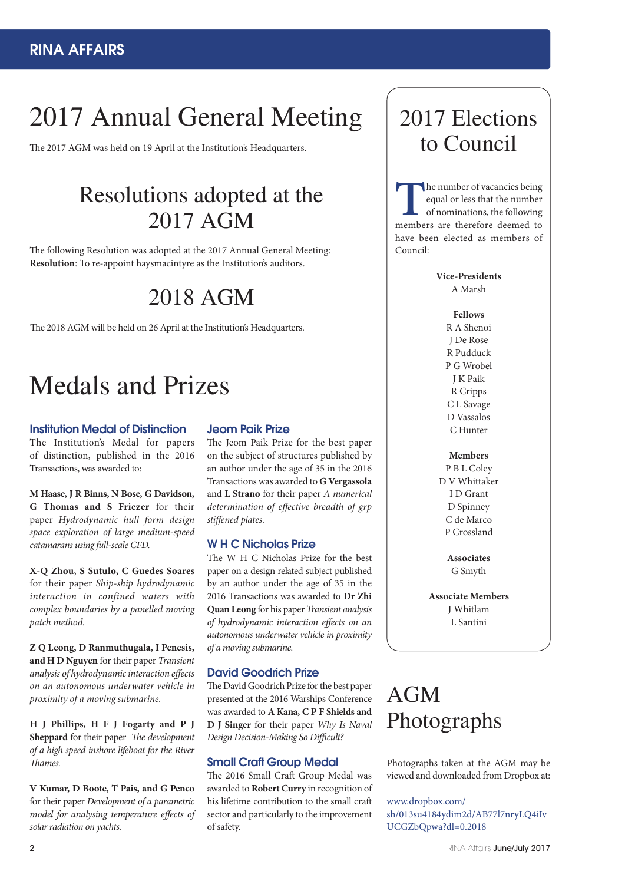# 2017 Annual General Meeting

The 2017 AGM was held on 19 April at the Institution's Headquarters.

## Resolutions adopted at the 2017 AGM

The following Resolution was adopted at the 2017 Annual General Meeting:
**Resolution**: To re-appoint haysmacintyre as the Institution's auditors.

## 2018 AGM

The 2018 AGM will be held on 26 April at the Institution's Headquarters.

# Medals and Prizes

### Institution Medal of Distinction

The Institution's Medal for papers of distinction, published in the 2016 Transactions, was awarded to:

**M Haase, J R Binns, N Bose, G Davidson, G Thomas and S Friezer** for their paper *Hydrodynamic hull form design space exploration of large medium-speed catamarans using full-scale CFD.*

**X-Q Zhou, S Sutulo, C Guedes Soares** for their paper *Ship-ship hydrodynamic interaction in confined waters with complex boundaries by a panelled moving patch method.*

**Z Q Leong, D Ranmuthugala, I Penesis, and H D Nguyen** for their paper *Transient analysis of hydrodynamic interaction effects on an autonomous underwater vehicle in proximity of a moving submarine.*

**H J Phillips, H F J Fogarty and P J Sheppard** for their paper *The development of a high speed inshore lifeboat for the River Thames.*

**V Kumar, D Boote, T Pais, and G Penco** for their paper *Development of a parametric model for analysing temperature effects of solar radiation on yachts.*

### Jeom Paik Prize

The Jeom Paik Prize for the best paper on the subject of structures published by an author under the age of 35 in the 2016 Transactions was awarded to **G Vergassola** and **L Strano** for their paper *A numerical determination of effective breadth of grp stiffened plates.*

### W H C Nicholas Prize

The W H C Nicholas Prize for the best paper on a design related subject published by an author under the age of 35 in the 2016 Transactions was awarded to **Dr Zhi Quan Leong** for his paper *Transient analysis of hydrodynamic interaction effects on an autonomous underwater vehicle in proximity of a moving submarine.*

### David Goodrich Prize

The David Goodrich Prize for the best paper presented at the 2016 Warships Conference was awarded to **A Kana, C P F Shields and D J Singer** for their paper *Why Is Naval Design Decision-Making So Difficult?*

### Small Craft Group Medal

The 2016 Small Craft Group Medal was awarded to **Robert Curry** in recognition of his lifetime contribution to the small craft sector and particularly to the improvement of safety.

# 2017 Elections to Council

The number of vacancies being equal or less that the number of nominations, the following members are therefore deemed to have been elected as members of Council:

**Vice-Presidents**
A Marsh

**Fellows**
R A Shenoi
J De Rose
R Pudduck
P G Wrobel
J K Paik
R Cripps
C L Savage
D Vassalos
C Hunter

**Members**
P B L Coley
D V Whittaker
I D Grant
D Spinney
C de Marco
P Crossland

**Associates**
G Smyth

**Associate Members**
J Whitlam
L Santini

# AGM Photographs

Photographs taken at the AGM may be viewed and downloaded from Dropbox at:

www.dropbox.com/sh/013su4184ydim2d/AB77l7nryLQ4iIvUCGZbQpwa?dl=0.2018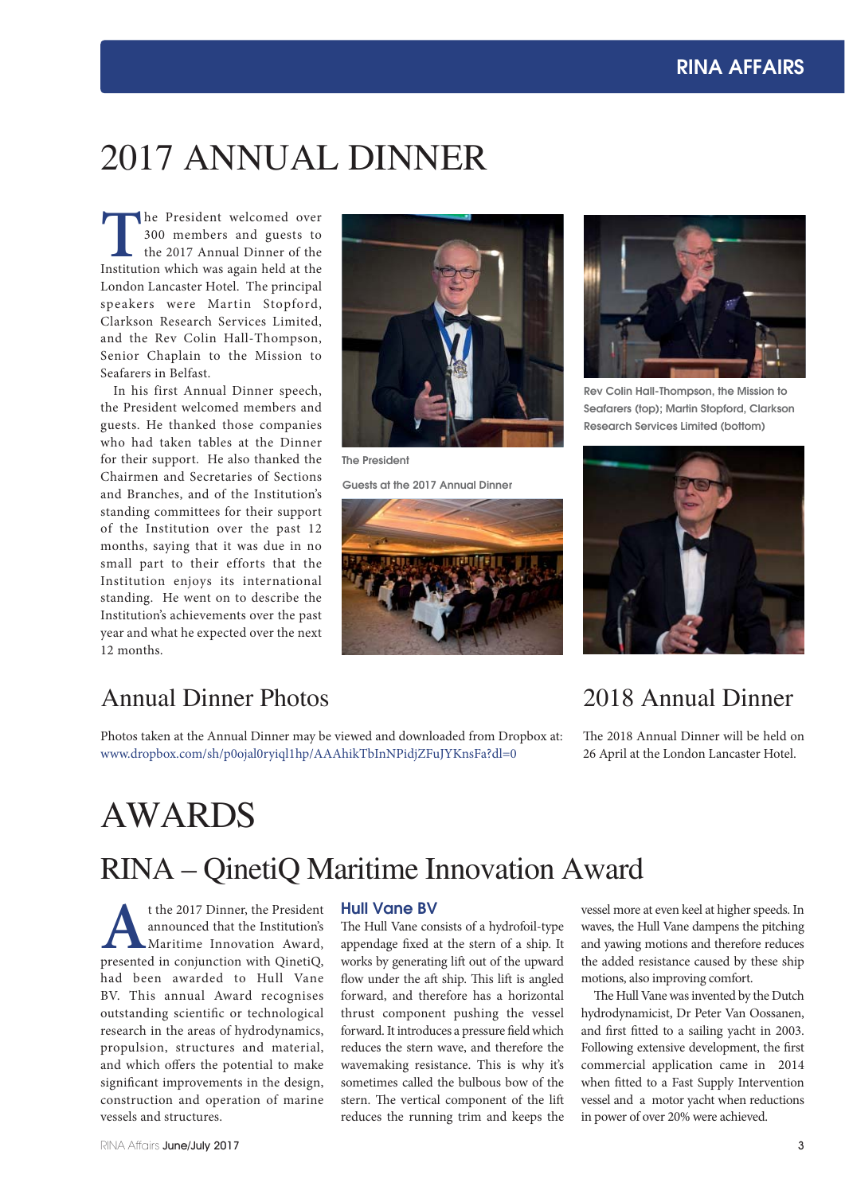# 2017 ANNUAL DINNER

The President welcomed over 300 members and guests to the 2017 Annual Dinner of the Institution which was again held at the London Lancaster Hotel. The principal speakers were Martin Stopford, Clarkson Research Services Limited, and the Rev Colin Hall-Thompson, Senior Chaplain to the Mission to Seafarers in Belfast.

In his first Annual Dinner speech, the President welcomed members and guests. He thanked those companies who had taken tables at the Dinner for their support. He also thanked the Chairmen and Secretaries of Sections and Branches, and of the Institution's standing committees for their support of the Institution over the past 12 months, saying that it was due in no small part to their efforts that the Institution enjoys its international standing. He went on to describe the Institution's achievements over the past year and what he expected over the next 12 months.

The President

Guests at the 2017 Annual Dinner

Rev Colin Hall-Thompson, the Mission to Seafarers (top); Martin Stopford, Clarkson Research Services Limited (bottom)

## Annual Dinner Photos

Photos taken at the Annual Dinner may be viewed and downloaded from Dropbox at: www.dropbox.com/sh/p0ojal0ryiql1hp/AAAhikTbInNPidjZFuJYKnsFa?dl=0

## 2018 Annual Dinner

The 2018 Annual Dinner will be held on 26 April at the London Lancaster Hotel.

# AWARDS

## RINA – QinetiQ Maritime Innovation Award

At the 2017 Dinner, the President announced that the Institution's Maritime Innovation Award, presented in conjunction with QinetiQ, had been awarded to Hull Vane BV. This annual Award recognises outstanding scientific or technological research in the areas of hydrodynamics, propulsion, structures and material, and which offers the potential to make significant improvements in the design, construction and operation of marine vessels and structures.

### Hull Vane BV

The Hull Vane consists of a hydrofoil-type appendage fixed at the stern of a ship. It works by generating lift out of the upward flow under the aft ship. This lift is angled forward, and therefore has a horizontal thrust component pushing the vessel forward. It introduces a pressure field which reduces the stern wave, and therefore the wavemaking resistance. This is why it's sometimes called the bulbous bow of the stern. The vertical component of the lift reduces the running trim and keeps the vessel more at even keel at higher speeds. In waves, the Hull Vane dampens the pitching and yawing motions and therefore reduces the added resistance caused by these ship motions, also improving comfort.

The Hull Vane was invented by the Dutch hydrodynamicist, Dr Peter Van Oossanen, and first fitted to a sailing yacht in 2003. Following extensive development, the first commercial application came in 2014 when fitted to a Fast Supply Intervention vessel and a motor yacht when reductions in power of over 20% were achieved.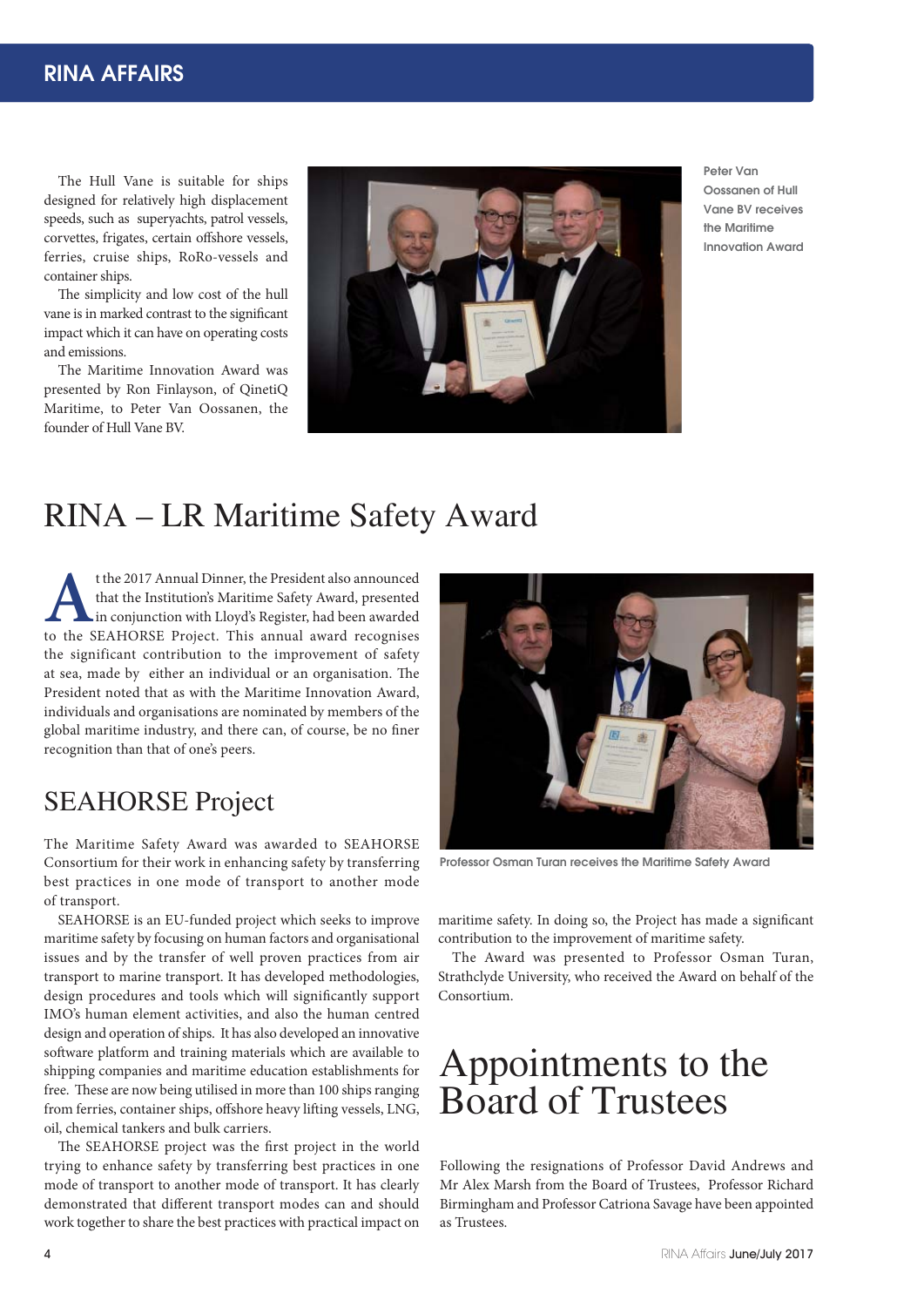The Hull Vane is suitable for ships designed for relatively high displacement speeds, such as superyachts, patrol vessels, corvettes, frigates, certain offshore vessels, ferries, cruise ships, RoRo-vessels and container ships.

The simplicity and low cost of the hull vane is in marked contrast to the significant impact which it can have on operating costs and emissions.

The Maritime Innovation Award was presented by Ron Finlayson, of QinetiQ Maritime, to Peter Van Oossanen, the founder of Hull Vane BV.

Peter Van Oossanen of Hull Vane BV receives the Maritime Innovation Award

# RINA – LR Maritime Safety Award

At the 2017 Annual Dinner, the President also announced that the Institution's Maritime Safety Award, presented in conjunction with Lloyd's Register, had been awarded to the SEAHORSE Project. This annual award recognises the significant contribution to the improvement of safety at sea, made by either an individual or an organisation. The President noted that as with the Maritime Innovation Award, individuals and organisations are nominated by members of the global maritime industry, and there can, of course, be no finer recognition than that of one's peers.

## SEAHORSE Project

The Maritime Safety Award was awarded to SEAHORSE Consortium for their work in enhancing safety by transferring best practices in one mode of transport to another mode of transport.

SEAHORSE is an EU-funded project which seeks to improve maritime safety by focusing on human factors and organisational issues and by the transfer of well proven practices from air transport to marine transport. It has developed methodologies, design procedures and tools which will significantly support IMO's human element activities, and also the human centred design and operation of ships. It has also developed an innovative software platform and training materials which are available to shipping companies and maritime education establishments for free. These are now being utilised in more than 100 ships ranging from ferries, container ships, offshore heavy lifting vessels, LNG, oil, chemical tankers and bulk carriers.

The SEAHORSE project was the first project in the world trying to enhance safety by transferring best practices in one mode of transport to another mode of transport. It has clearly demonstrated that different transport modes can and should work together to share the best practices with practical impact on maritime safety. In doing so, the Project has made a significant contribution to the improvement of maritime safety.

Professor Osman Turan receives the Maritime Safety Award

The Award was presented to Professor Osman Turan, Strathclyde University, who received the Award on behalf of the Consortium.

# Appointments to the Board of Trustees

Following the resignations of Professor David Andrews and Mr Alex Marsh from the Board of Trustees, Professor Richard Birmingham and Professor Catriona Savage have been appointed as Trustees.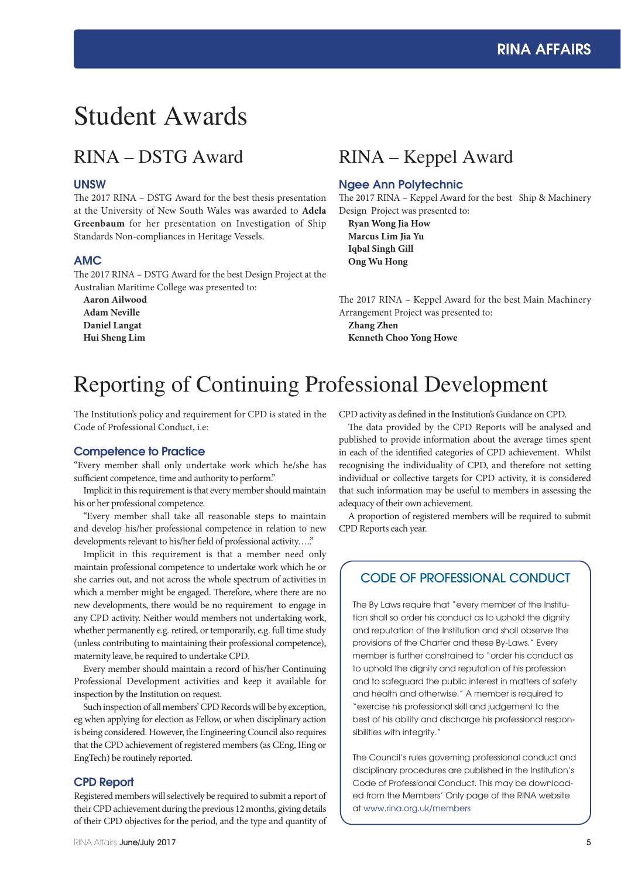# Student Awards

## RINA – DSTG Award

### UNSW

The 2017 RINA – DSTG Award for the best thesis presentation at the University of New South Wales was awarded to **Adela Greenbaum** for her presentation on Investigation of Ship Standards Non-compliances in Heritage Vessels.

### AMC

The 2017 RINA – DSTG Award for the best Design Project at the Australian Maritime College was presented to:

**Aaron Ailwood**
**Adam Neville**
**Daniel Langat**
**Hui Sheng Lim**

## RINA – Keppel Award

### Ngee Ann Polytechnic

The 2017 RINA – Keppel Award for the best Ship & Machinery Design Project was presented to:

**Ryan Wong Jia How**
**Marcus Lim Jia Yu**
**Iqbal Singh Gill**
**Ong Wu Hong**

The 2017 RINA – Keppel Award for the best Main Machinery Arrangement Project was presented to:

**Zhang Zhen**
**Kenneth Choo Yong Howe**

# Reporting of Continuing Professional Development

The Institution's policy and requirement for CPD is stated in the Code of Professional Conduct, i.e:

### Competence to Practice

"Every member shall only undertake work which he/she has sufficient competence, time and authority to perform."

Implicit in this requirement is that every member should maintain his or her professional competence.

"Every member shall take all reasonable steps to maintain and develop his/her professional competence in relation to new developments relevant to his/her field of professional activity….."

Implicit in this requirement is that a member need only maintain professional competence to undertake work which he or she carries out, and not across the whole spectrum of activities in which a member might be engaged. Therefore, where there are no new developments, there would be no requirement to engage in any CPD activity. Neither would members not undertaking work, whether permanently e.g. retired, or temporarily, e.g. full time study (unless contributing to maintaining their professional competence), maternity leave, be required to undertake CPD.

Every member should maintain a record of his/her Continuing Professional Development activities and keep it available for inspection by the Institution on request.

Such inspection of all members' CPD Records will be by exception, eg when applying for election as Fellow, or when disciplinary action is being considered. However, the Engineering Council also requires that the CPD achievement of registered members (as CEng, IEng or EngTech) be routinely reported.

### CPD Report

Registered members will selectively be required to submit a report of their CPD achievement during the previous 12 months, giving details of their CPD objectives for the period, and the type and quantity of CPD activity as defined in the Institution's Guidance on CPD.

The data provided by the CPD Reports will be analysed and published to provide information about the average times spent in each of the identified categories of CPD achievement. Whilst recognising the individuality of CPD, and therefore not setting individual or collective targets for CPD activity, it is considered that such information may be useful to members in assessing the adequacy of their own achievement.

A proportion of registered members will be required to submit CPD Reports each year.

### CODE OF PROFESSIONAL CONDUCT

The By Laws require that "every member of the Institution shall so order his conduct as to uphold the dignity and reputation of the Institution and shall observe the provisions of the Charter and these By-Laws." Every member is further constrained to "order his conduct as to uphold the dignity and reputation of his profession and to safeguard the public interest in matters of safety and health and otherwise." A member is required to "exercise his professional skill and judgement to the best of his ability and discharge his professional responsibilities with integrity."

The Council's rules governing professional conduct and disciplinary procedures are published in the Institution's Code of Professional Conduct. This may be downloaded from the Members' Only page of the RINA website at www.rina.org.uk/members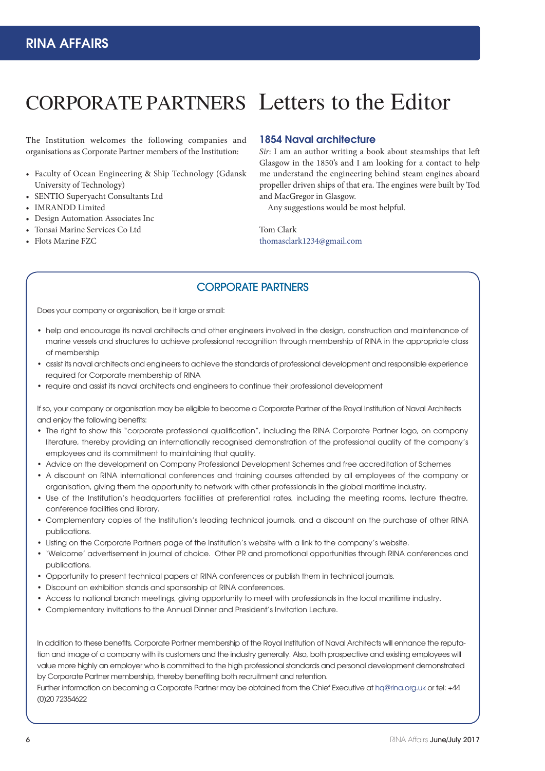# CORPORATE PARTNERS

The Institution welcomes the following companies and organisations as Corporate Partner members of the Institution:

- Faculty of Ocean Engineering & Ship Technology (Gdansk University of Technology)
- SENTIO Superyacht Consultants Ltd
- IMRANDD Limited
- Design Automation Associates Inc
- Tonsai Marine Services Co Ltd
- Flots Marine FZC

# Letters to the Editor

### 1854 Naval architecture

*Sir*: I am an author writing a book about steamships that left Glasgow in the 1850's and I am looking for a contact to help me understand the engineering behind steam engines aboard propeller driven ships of that era. The engines were built by Tod and MacGregor in Glasgow.

Any suggestions would be most helpful.

Tom Clark
thomasclark1234@gmail.com

## CORPORATE PARTNERS

Does your company or organisation, be it large or small:

- help and encourage its naval architects and other engineers involved in the design, construction and maintenance of marine vessels and structures to achieve professional recognition through membership of RINA in the appropriate class of membership
- assist its naval architects and engineers to achieve the standards of professional development and responsible experience required for Corporate membership of RINA
- require and assist its naval architects and engineers to continue their professional development

If so, your company or organisation may be eligible to become a Corporate Partner of the Royal Institution of Naval Architects and enjoy the following benefits:

- The right to show this "corporate professional qualification", including the RINA Corporate Partner logo, on company literature, thereby providing an internationally recognised demonstration of the professional quality of the company's employees and its commitment to maintaining that quality.
- Advice on the development on Company Professional Development Schemes and free accreditation of Schemes
- A discount on RINA international conferences and training courses attended by all employees of the company or organisation, giving them the opportunity to network with other professionals in the global maritime industry.
- Use of the Institution's headquarters facilities at preferential rates, including the meeting rooms, lecture theatre, conference facilities and library.
- Complementary copies of the Institution's leading technical journals, and a discount on the purchase of other RINA publications.
- Listing on the Corporate Partners page of the Institution's website with a link to the company's website.
- 'Welcome' advertisement in journal of choice. Other PR and promotional opportunities through RINA conferences and publications.
- Opportunity to present technical papers at RINA conferences or publish them in technical journals.
- Discount on exhibition stands and sponsorship at RINA conferences.
- Access to national branch meetings, giving opportunity to meet with professionals in the local maritime industry.
- Complementary invitations to the Annual Dinner and President's Invitation Lecture.

In addition to these benefits, Corporate Partner membership of the Royal Institution of Naval Architects will enhance the reputation and image of a company with its customers and the industry generally. Also, both prospective and existing employees will value more highly an employer who is committed to the high professional standards and personal development demonstrated by Corporate Partner membership, thereby benefiting both recruitment and retention.

Further information on becoming a Corporate Partner may be obtained from the Chief Executive at hq@rina.org.uk or tel: +44 (0)20 72354622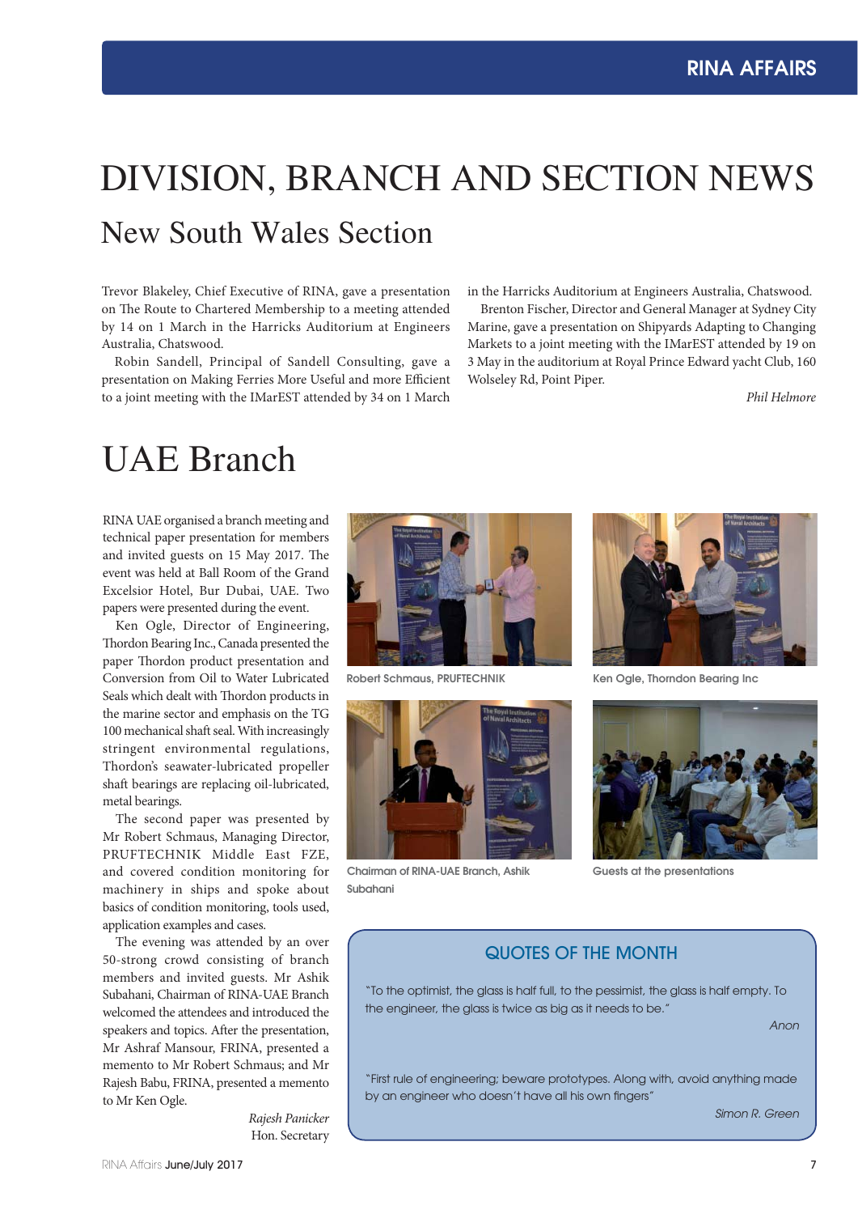# DIVISION, BRANCH AND SECTION NEWS

## New South Wales Section

Trevor Blakeley, Chief Executive of RINA, gave a presentation on The Route to Chartered Membership to a meeting attended by 14 on 1 March in the Harricks Auditorium at Engineers Australia, Chatswood.

Robin Sandell, Principal of Sandell Consulting, gave a presentation on Making Ferries More Useful and more Efficient to a joint meeting with the IMarEST attended by 34 on 1 March in the Harricks Auditorium at Engineers Australia, Chatswood.

Brenton Fischer, Director and General Manager at Sydney City Marine, gave a presentation on Shipyards Adapting to Changing Markets to a joint meeting with the IMarEST attended by 19 on 3 May in the auditorium at Royal Prince Edward yacht Club, 160 Wolseley Rd, Point Piper.

*Phil Helmore*

# UAE Branch

RINA UAE organised a branch meeting and technical paper presentation for members and invited guests on 15 May 2017. The event was held at Ball Room of the Grand Excelsior Hotel, Bur Dubai, UAE. Two papers were presented during the event.

Ken Ogle, Director of Engineering, Thordon Bearing Inc., Canada presented the paper Thordon product presentation and Conversion from Oil to Water Lubricated Seals which dealt with Thordon products in the marine sector and emphasis on the TG 100 mechanical shaft seal. With increasingly stringent environmental regulations, Thordon's seawater-lubricated propeller shaft bearings are replacing oil-lubricated, metal bearings.

The second paper was presented by Mr Robert Schmaus, Managing Director, PRUFTECHNIK Middle East FZE, and covered condition monitoring for machinery in ships and spoke about basics of condition monitoring, tools used, application examples and cases.

The evening was attended by an over 50-strong crowd consisting of branch members and invited guests. Mr Ashik Subahani, Chairman of RINA-UAE Branch welcomed the attendees and introduced the speakers and topics. After the presentation, Mr Ashraf Mansour, FRINA, presented a memento to Mr Robert Schmaus; and Mr Rajesh Babu, FRINA, presented a memento to Mr Ken Ogle.

*Rajesh Panicker*
Hon. Secretary

Robert Schmaus, PRUFTECHNIK

Ken Ogle, Thorndon Bearing Inc

Chairman of RINA-UAE Branch, Ashik Subahani

Guests at the presentations

### QUOTES OF THE MONTH

"To the optimist, the glass is half full, to the pessimist, the glass is half empty. To the engineer, the glass is twice as big as it needs to be."

*Anon*

"First rule of engineering; beware prototypes. Along with, avoid anything made by an engineer who doesn't have all his own fingers"

*Simon R. Green*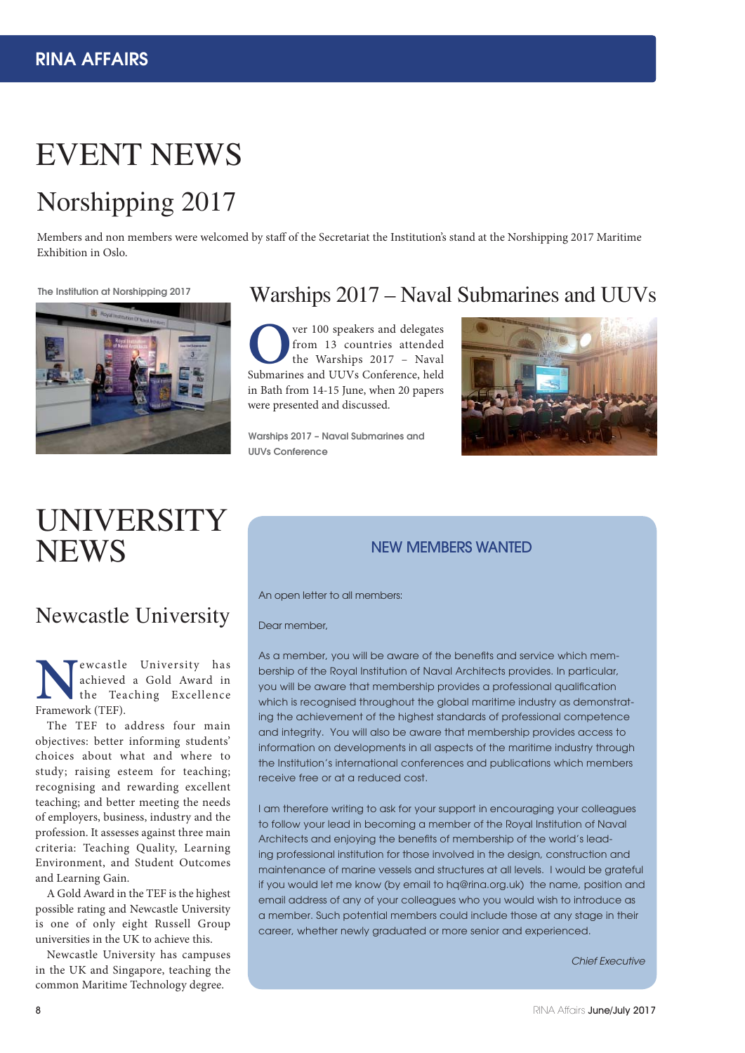# EVENT NEWS

## Norshipping 2017

Members and non members were welcomed by staff of the Secretariat the Institution's stand at the Norshipping 2017 Maritime Exhibition in Oslo.

The Institution at Norshipping 2017

## Warships 2017 – Naval Submarines and UUVs

Over 100 speakers and delegates from 13 countries attended the Warships 2017 – Naval Submarines and UUVs Conference, held in Bath from 14-15 June, when 20 papers were presented and discussed.

Warships 2017 – Naval Submarines and UUVs Conference

# UNIVERSITY NEWS

## Newcastle University

Newcastle University has achieved a Gold Award in the Teaching Excellence Framework (TEF).

The TEF to address four main objectives: better informing students' choices about what and where to study; raising esteem for teaching; recognising and rewarding excellent teaching; and better meeting the needs of employers, business, industry and the profession. It assesses against three main criteria: Teaching Quality, Learning Environment, and Student Outcomes and Learning Gain.

A Gold Award in the TEF is the highest possible rating and Newcastle University is one of only eight Russell Group universities in the UK to achieve this.

Newcastle University has campuses in the UK and Singapore, teaching the common Maritime Technology degree.

### NEW MEMBERS WANTED

An open letter to all members:

Dear member,

As a member, you will be aware of the benefits and service which membership of the Royal Institution of Naval Architects provides. In particular, you will be aware that membership provides a professional qualification which is recognised throughout the global maritime industry as demonstrating the achievement of the highest standards of professional competence and integrity. You will also be aware that membership provides access to information on developments in all aspects of the maritime industry through the Institution's international conferences and publications which members receive free or at a reduced cost.

I am therefore writing to ask for your support in encouraging your colleagues to follow your lead in becoming a member of the Royal Institution of Naval Architects and enjoying the benefits of membership of the world's leading professional institution for those involved in the design, construction and maintenance of marine vessels and structures at all levels. I would be grateful if you would let me know (by email to hq@rina.org.uk) the name, position and email address of any of your colleagues who you would wish to introduce as a member. Such potential members could include those at any stage in their career, whether newly graduated or more senior and experienced.

*Chief Executive*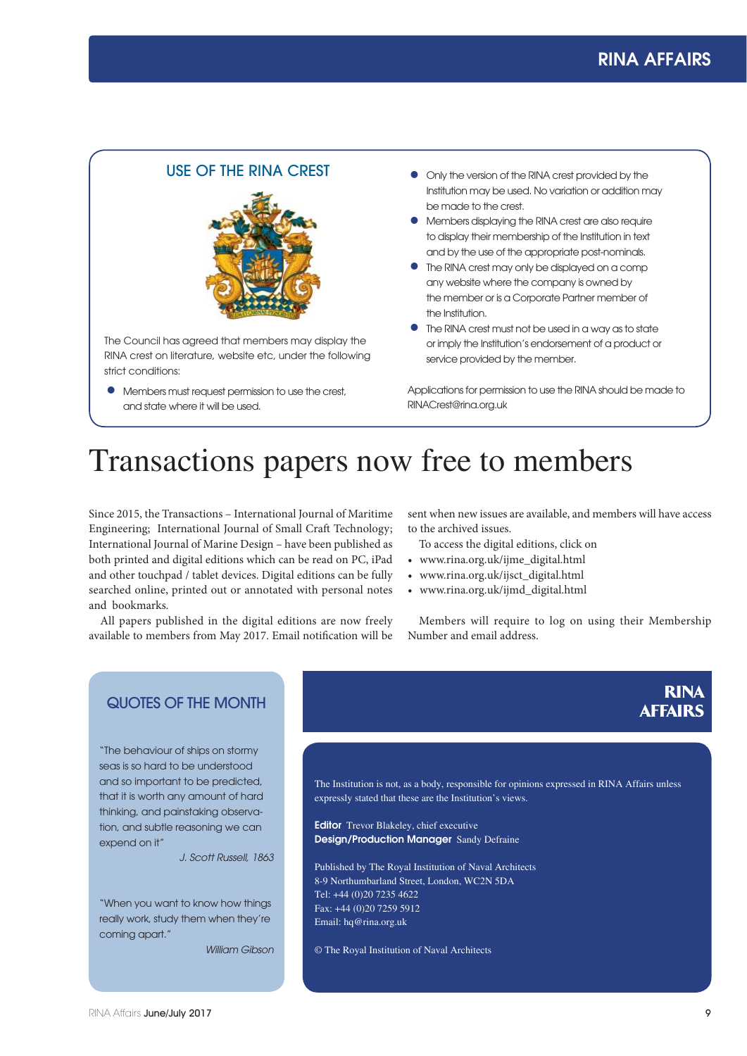## USE OF THE RINA CREST

The Council has agreed that members may display the RINA crest on literature, website etc, under the following strict conditions:

- Members must request permission to use the crest, and state where it will be used.
- Only the version of the RINA crest provided by the Institution may be used. No variation or addition may be made to the crest.
- Members displaying the RINA crest are also require to display their membership of the Institution in text and by the use of the appropriate post-nominals.
- The RINA crest may only be displayed on a comp any website where the company is owned by the member or is a Corporate Partner member of the Institution.
- The RINA crest must not be used in a way as to state or imply the Institution's endorsement of a product or service provided by the member.

Applications for permission to use the RINA should be made to RINACrest@rina.org.uk

# Transactions papers now free to members

Since 2015, the Transactions – International Journal of Maritime Engineering; International Journal of Small Craft Technology; International Journal of Marine Design – have been published as both printed and digital editions which can be read on PC, iPad and other touchpad / tablet devices. Digital editions can be fully searched online, printed out or annotated with personal notes and bookmarks.

All papers published in the digital editions are now freely available to members from May 2017. Email notification will be sent when new issues are available, and members will have access to the archived issues.

To access the digital editions, click on

- www.rina.org.uk/ijme_digital.html
- www.rina.org.uk/ijsct_digital.html
- www.rina.org.uk/ijmd_digital.html

Members will require to log on using their Membership Number and email address.

## QUOTES OF THE MONTH

"The behaviour of ships on stormy seas is so hard to be understood and so important to be predicted, that it is worth any amount of hard thinking, and painstaking observation, and subtle reasoning we can expend on it"

*J. Scott Russell, 1863*

"When you want to know how things really work, study them when they're coming apart."

*William Gibson*

## RINA AFFAIRS

The Institution is not, as a body, responsible for opinions expressed in RINA Affairs unless expressly stated that these are the Institution's views.

**Editor** Trevor Blakeley, chief executive
**Design/Production Manager** Sandy Defraine

Published by The Royal Institution of Naval Architects
8-9 Northumberland Street, London, WC2N 5DA
Tel: +44 (0)20 7235 4622
Fax: +44 (0)20 7259 5912
Email: hq@rina.org.uk

© The Royal Institution of Naval Architects